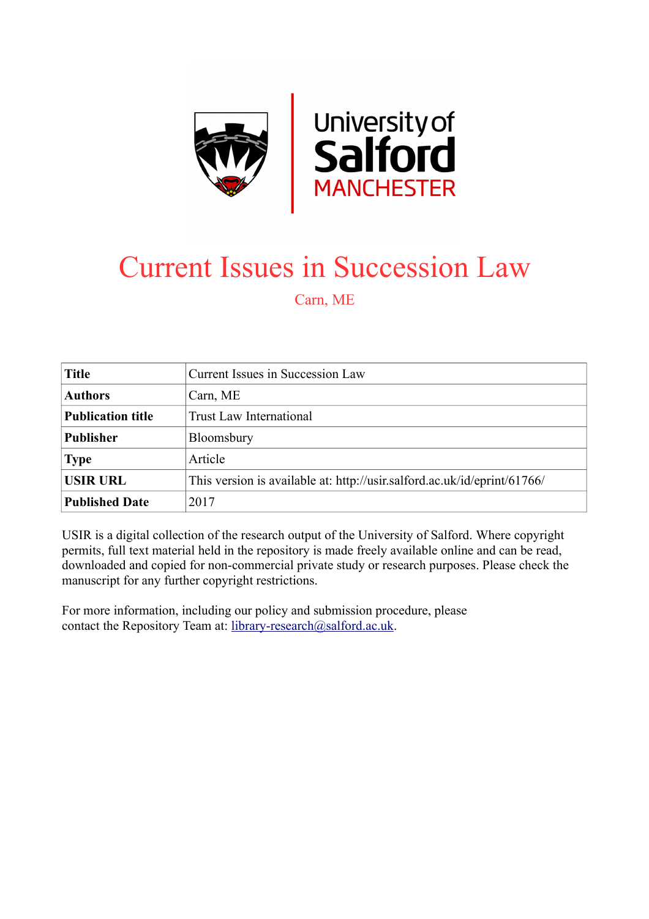# Current Issues in Succession Law

Carn, ME

| Title | Current Issues in Succession Law |
|---|---|
| Authors | Carn, ME |
| Publication title | Trust Law International |
| Publisher | Bloomsbury |
| Type | Article |
| USIR URL | This version is available at: http://usir.salford.ac.uk/id/eprint/61766/ |
| Published Date | 2017 |

USIR is a digital collection of the research output of the University of Salford. Where copyright permits, full text material held in the repository is made freely available online and can be read, downloaded and copied for non-commercial private study or research purposes. Please check the manuscript for any further copyright restrictions.

For more information, including our policy and submission procedure, please contact the Repository Team at: library-research@salford.ac.uk.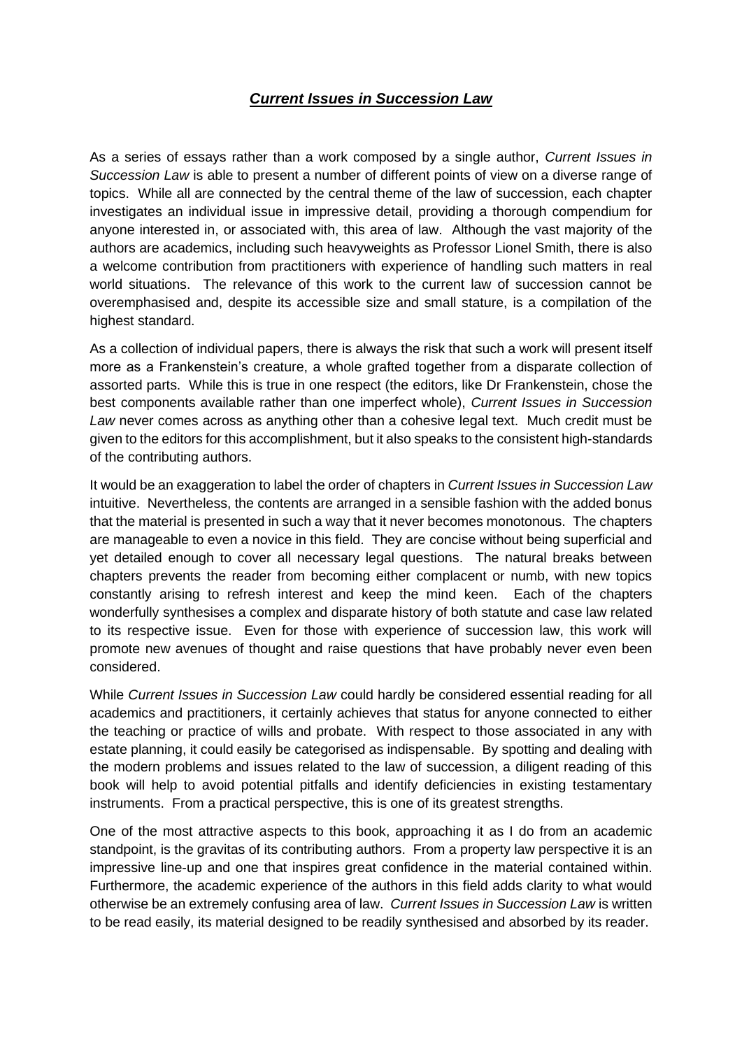## ***Current Issues in Succession Law***

As a series of essays rather than a work composed by a single author, *Current Issues in Succession Law* is able to present a number of different points of view on a diverse range of topics. While all are connected by the central theme of the law of succession, each chapter investigates an individual issue in impressive detail, providing a thorough compendium for anyone interested in, or associated with, this area of law. Although the vast majority of the authors are academics, including such heavyweights as Professor Lionel Smith, there is also a welcome contribution from practitioners with experience of handling such matters in real world situations. The relevance of this work to the current law of succession cannot be overemphasised and, despite its accessible size and small stature, is a compilation of the highest standard.

As a collection of individual papers, there is always the risk that such a work will present itself more as a Frankenstein's creature, a whole grafted together from a disparate collection of assorted parts. While this is true in one respect (the editors, like Dr Frankenstein, chose the best components available rather than one imperfect whole), *Current Issues in Succession Law* never comes across as anything other than a cohesive legal text. Much credit must be given to the editors for this accomplishment, but it also speaks to the consistent high-standards of the contributing authors.

It would be an exaggeration to label the order of chapters in *Current Issues in Succession Law* intuitive. Nevertheless, the contents are arranged in a sensible fashion with the added bonus that the material is presented in such a way that it never becomes monotonous. The chapters are manageable to even a novice in this field. They are concise without being superficial and yet detailed enough to cover all necessary legal questions. The natural breaks between chapters prevents the reader from becoming either complacent or numb, with new topics constantly arising to refresh interest and keep the mind keen. Each of the chapters wonderfully synthesises a complex and disparate history of both statute and case law related to its respective issue. Even for those with experience of succession law, this work will promote new avenues of thought and raise questions that have probably never even been considered.

While *Current Issues in Succession Law* could hardly be considered essential reading for all academics and practitioners, it certainly achieves that status for anyone connected to either the teaching or practice of wills and probate. With respect to those associated in any with estate planning, it could easily be categorised as indispensable. By spotting and dealing with the modern problems and issues related to the law of succession, a diligent reading of this book will help to avoid potential pitfalls and identify deficiencies in existing testamentary instruments. From a practical perspective, this is one of its greatest strengths.

One of the most attractive aspects to this book, approaching it as I do from an academic standpoint, is the gravitas of its contributing authors. From a property law perspective it is an impressive line-up and one that inspires great confidence in the material contained within. Furthermore, the academic experience of the authors in this field adds clarity to what would otherwise be an extremely confusing area of law. *Current Issues in Succession Law* is written to be read easily, its material designed to be readily synthesised and absorbed by its reader.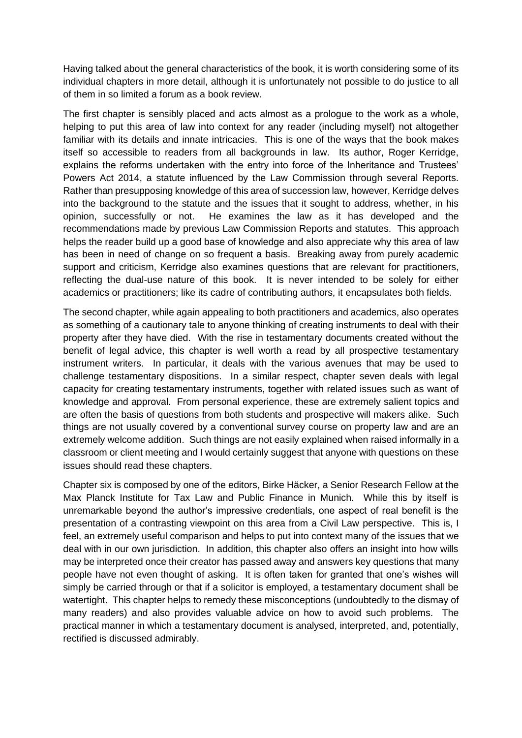Having talked about the general characteristics of the book, it is worth considering some of its individual chapters in more detail, although it is unfortunately not possible to do justice to all of them in so limited a forum as a book review.

The first chapter is sensibly placed and acts almost as a prologue to the work as a whole, helping to put this area of law into context for any reader (including myself) not altogether familiar with its details and innate intricacies. This is one of the ways that the book makes itself so accessible to readers from all backgrounds in law. Its author, Roger Kerridge, explains the reforms undertaken with the entry into force of the Inheritance and Trustees' Powers Act 2014, a statute influenced by the Law Commission through several Reports. Rather than presupposing knowledge of this area of succession law, however, Kerridge delves into the background to the statute and the issues that it sought to address, whether, in his opinion, successfully or not. He examines the law as it has developed and the recommendations made by previous Law Commission Reports and statutes. This approach helps the reader build up a good base of knowledge and also appreciate why this area of law has been in need of change on so frequent a basis. Breaking away from purely academic support and criticism, Kerridge also examines questions that are relevant for practitioners, reflecting the dual-use nature of this book. It is never intended to be solely for either academics or practitioners; like its cadre of contributing authors, it encapsulates both fields.

The second chapter, while again appealing to both practitioners and academics, also operates as something of a cautionary tale to anyone thinking of creating instruments to deal with their property after they have died. With the rise in testamentary documents created without the benefit of legal advice, this chapter is well worth a read by all prospective testamentary instrument writers. In particular, it deals with the various avenues that may be used to challenge testamentary dispositions. In a similar respect, chapter seven deals with legal capacity for creating testamentary instruments, together with related issues such as want of knowledge and approval. From personal experience, these are extremely salient topics and are often the basis of questions from both students and prospective will makers alike. Such things are not usually covered by a conventional survey course on property law and are an extremely welcome addition. Such things are not easily explained when raised informally in a classroom or client meeting and I would certainly suggest that anyone with questions on these issues should read these chapters.

Chapter six is composed by one of the editors, Birke Häcker, a Senior Research Fellow at the Max Planck Institute for Tax Law and Public Finance in Munich. While this by itself is unremarkable beyond the author's impressive credentials, one aspect of real benefit is the presentation of a contrasting viewpoint on this area from a Civil Law perspective. This is, I feel, an extremely useful comparison and helps to put into context many of the issues that we deal with in our own jurisdiction. In addition, this chapter also offers an insight into how wills may be interpreted once their creator has passed away and answers key questions that many people have not even thought of asking. It is often taken for granted that one's wishes will simply be carried through or that if a solicitor is employed, a testamentary document shall be watertight. This chapter helps to remedy these misconceptions (undoubtedly to the dismay of many readers) and also provides valuable advice on how to avoid such problems. The practical manner in which a testamentary document is analysed, interpreted, and, potentially, rectified is discussed admirably.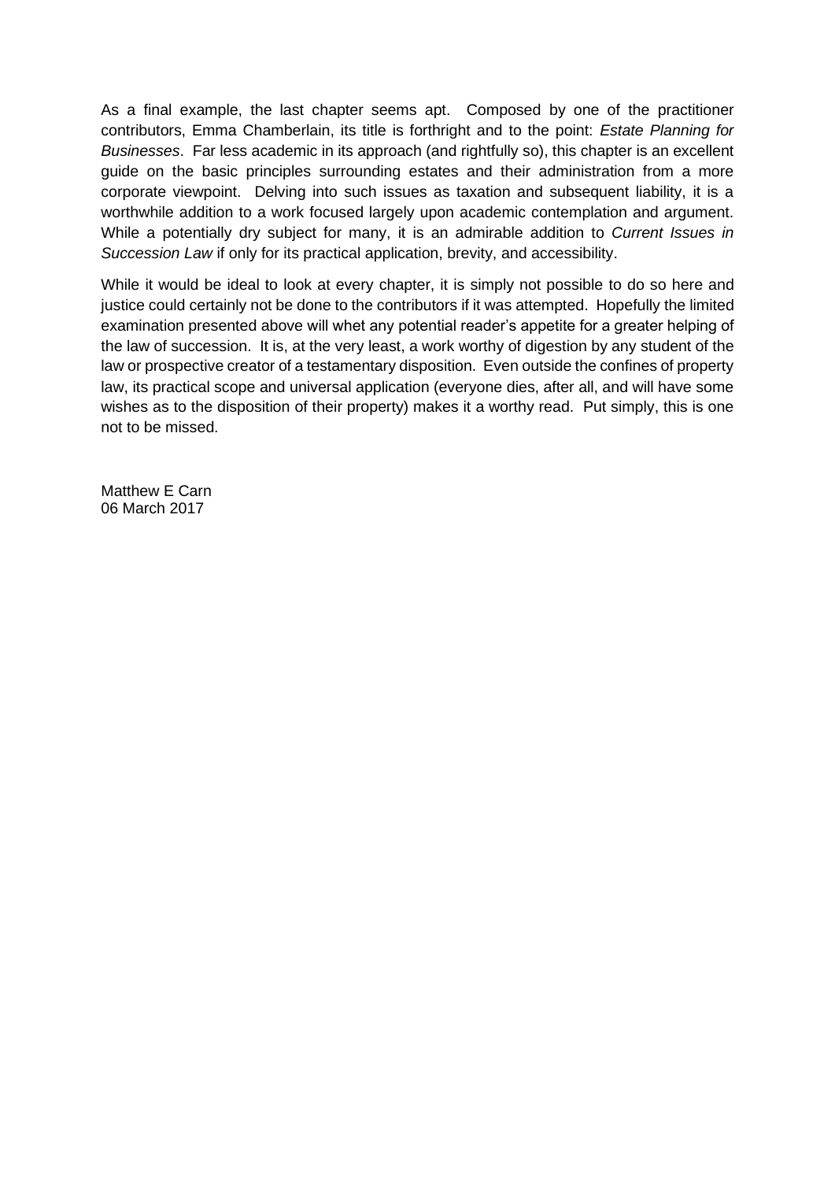As a final example, the last chapter seems apt. Composed by one of the practitioner contributors, Emma Chamberlain, its title is forthright and to the point: *Estate Planning for Businesses*. Far less academic in its approach (and rightfully so), this chapter is an excellent guide on the basic principles surrounding estates and their administration from a more corporate viewpoint. Delving into such issues as taxation and subsequent liability, it is a worthwhile addition to a work focused largely upon academic contemplation and argument. While a potentially dry subject for many, it is an admirable addition to *Current Issues in Succession Law* if only for its practical application, brevity, and accessibility.

While it would be ideal to look at every chapter, it is simply not possible to do so here and justice could certainly not be done to the contributors if it was attempted. Hopefully the limited examination presented above will whet any potential reader's appetite for a greater helping of the law of succession. It is, at the very least, a work worthy of digestion by any student of the law or prospective creator of a testamentary disposition. Even outside the confines of property law, its practical scope and universal application (everyone dies, after all, and will have some wishes as to the disposition of their property) makes it a worthy read. Put simply, this is one not to be missed.

Matthew E Carn
06 March 2017